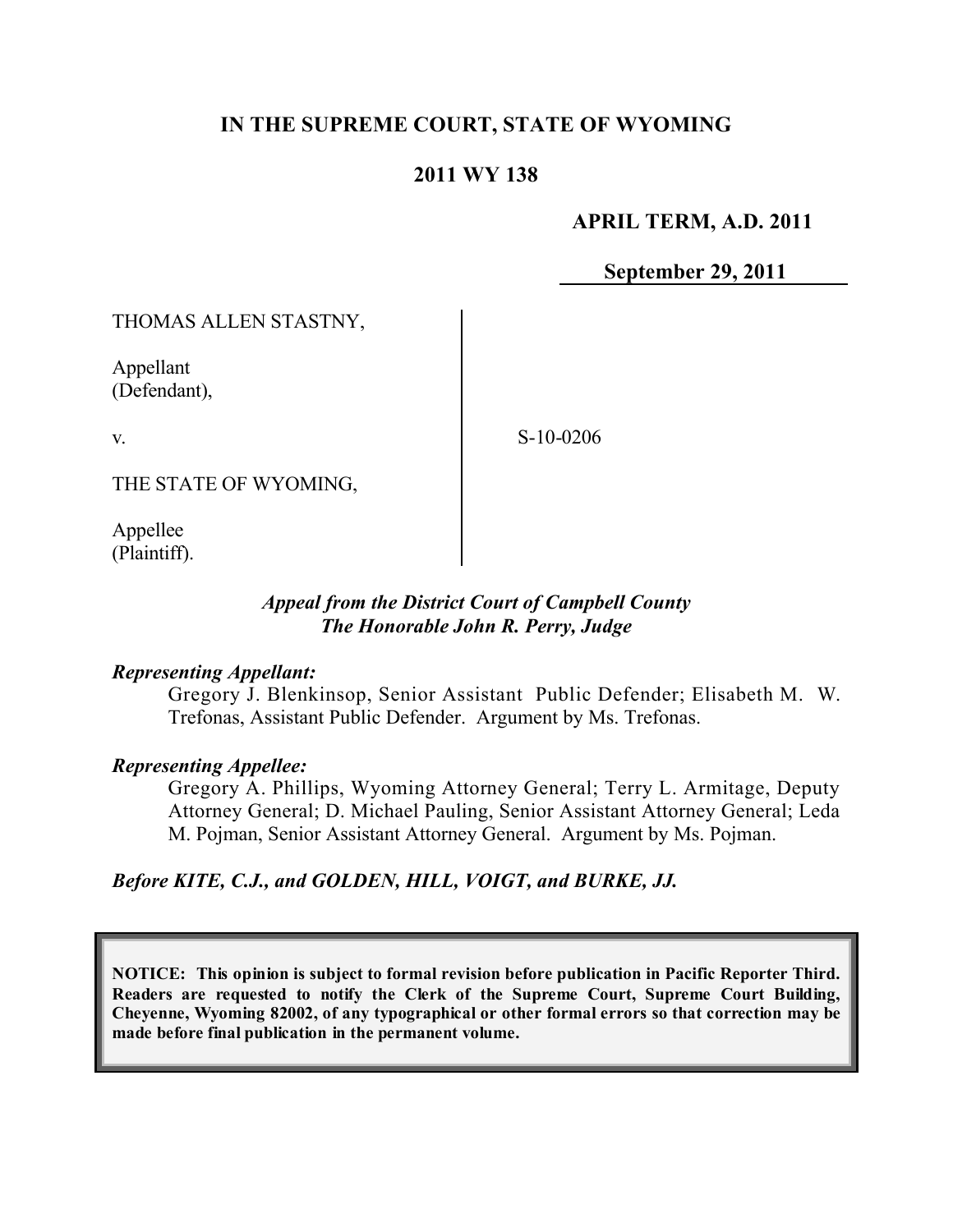**IN THE SUPREME COURT, STATE OF WYOMING**

**2011 WY 138**

**APRIL TERM, A.D. 2011**

**September 29, 2011**

THOMAS ALLEN STASTNY,

Appellant
(Defendant),

v.

S-10-0206

THE STATE OF WYOMING,

Appellee
(Plaintiff).

***Appeal from the District Court of Campbell County***
***The Honorable John R. Perry, Judge***

***Representing Appellant:***

Gregory J. Blenkinsop, Senior Assistant Public Defender; Elisabeth M. W. Trefonas, Assistant Public Defender. Argument by Ms. Trefonas.

***Representing Appellee:***

Gregory A. Phillips, Wyoming Attorney General; Terry L. Armitage, Deputy Attorney General; D. Michael Pauling, Senior Assistant Attorney General; Leda M. Pojman, Senior Assistant Attorney General. Argument by Ms. Pojman.

***Before KITE, C.J., and GOLDEN, HILL, VOIGT, and BURKE, JJ.***

**NOTICE: This opinion is subject to formal revision before publication in Pacific Reporter Third. Readers are requested to notify the Clerk of the Supreme Court, Supreme Court Building, Cheyenne, Wyoming 82002, of any typographical or other formal errors so that correction may be made before final publication in the permanent volume.**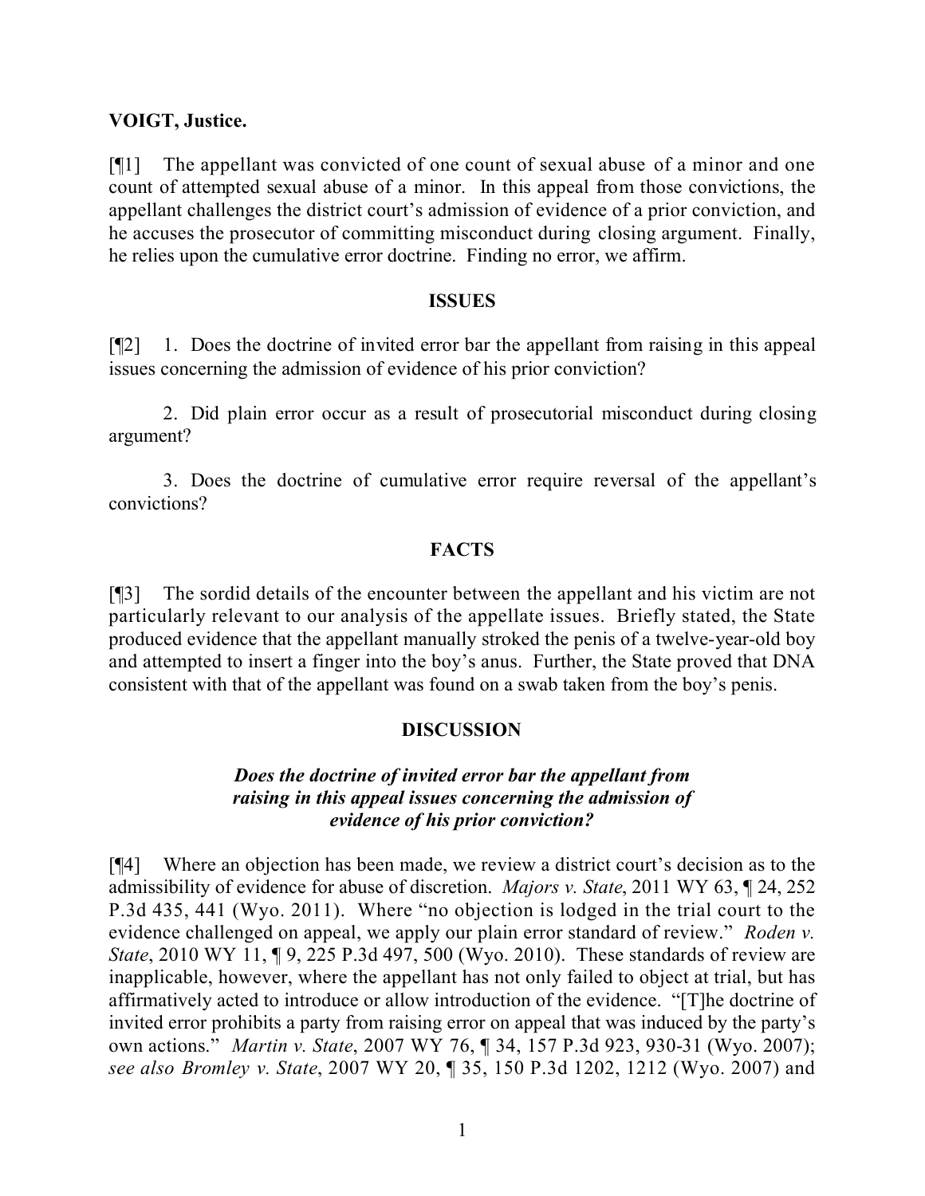**VOIGT, Justice.**

[¶1] The appellant was convicted of one count of sexual abuse of a minor and one count of attempted sexual abuse of a minor. In this appeal from those convictions, the appellant challenges the district court's admission of evidence of a prior conviction, and he accuses the prosecutor of committing misconduct during closing argument. Finally, he relies upon the cumulative error doctrine. Finding no error, we affirm.

## ISSUES

[¶2] 1. Does the doctrine of invited error bar the appellant from raising in this appeal issues concerning the admission of evidence of his prior conviction?

2. Did plain error occur as a result of prosecutorial misconduct during closing argument?

3. Does the doctrine of cumulative error require reversal of the appellant's convictions?

## FACTS

[¶3] The sordid details of the encounter between the appellant and his victim are not particularly relevant to our analysis of the appellate issues. Briefly stated, the State produced evidence that the appellant manually stroked the penis of a twelve-year-old boy and attempted to insert a finger into the boy's anus. Further, the State proved that DNA consistent with that of the appellant was found on a swab taken from the boy's penis.

## DISCUSSION

### *Does the doctrine of invited error bar the appellant from raising in this appeal issues concerning the admission of evidence of his prior conviction?*

[¶4] Where an objection has been made, we review a district court's decision as to the admissibility of evidence for abuse of discretion. *Majors v. State*, 2011 WY 63, ¶ 24, 252 P.3d 435, 441 (Wyo. 2011). Where "no objection is lodged in the trial court to the evidence challenged on appeal, we apply our plain error standard of review." *Roden v. State*, 2010 WY 11, ¶ 9, 225 P.3d 497, 500 (Wyo. 2010). These standards of review are inapplicable, however, where the appellant has not only failed to object at trial, but has affirmatively acted to introduce or allow introduction of the evidence. "[T]he doctrine of invited error prohibits a party from raising error on appeal that was induced by the party's own actions." *Martin v. State*, 2007 WY 76, ¶ 34, 157 P.3d 923, 930-31 (Wyo. 2007); *see also Bromley v. State*, 2007 WY 20, ¶ 35, 150 P.3d 1202, 1212 (Wyo. 2007) and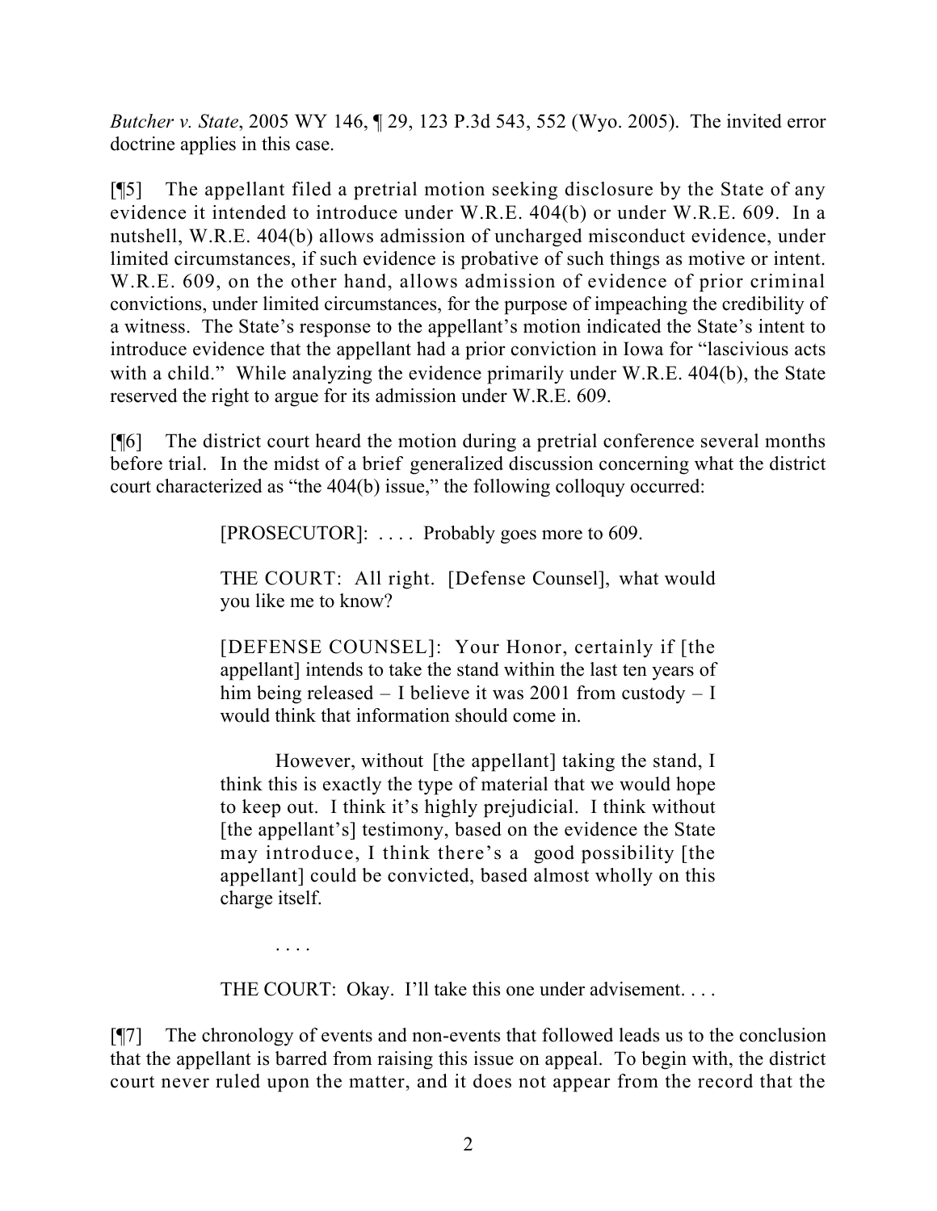*Butcher v. State*, 2005 WY 146, ¶ 29, 123 P.3d 543, 552 (Wyo. 2005). The invited error doctrine applies in this case.

[¶5] The appellant filed a pretrial motion seeking disclosure by the State of any evidence it intended to introduce under W.R.E. 404(b) or under W.R.E. 609. In a nutshell, W.R.E. 404(b) allows admission of uncharged misconduct evidence, under limited circumstances, if such evidence is probative of such things as motive or intent. W.R.E. 609, on the other hand, allows admission of evidence of prior criminal convictions, under limited circumstances, for the purpose of impeaching the credibility of a witness. The State's response to the appellant's motion indicated the State's intent to introduce evidence that the appellant had a prior conviction in Iowa for "lascivious acts with a child." While analyzing the evidence primarily under W.R.E. 404(b), the State reserved the right to argue for its admission under W.R.E. 609.

[¶6] The district court heard the motion during a pretrial conference several months before trial. In the midst of a brief generalized discussion concerning what the district court characterized as "the 404(b) issue," the following colloquy occurred:

> [PROSECUTOR]: . . . . Probably goes more to 609.
>
> THE COURT: All right. [Defense Counsel], what would you like me to know?
>
> [DEFENSE COUNSEL]: Your Honor, certainly if [the appellant] intends to take the stand within the last ten years of him being released – I believe it was 2001 from custody – I would think that information should come in.
>
> However, without [the appellant] taking the stand, I think this is exactly the type of material that we would hope to keep out. I think it's highly prejudicial. I think without [the appellant's] testimony, based on the evidence the State may introduce, I think there's a good possibility [the appellant] could be convicted, based almost wholly on this charge itself.
>
> . . . .
>
> THE COURT: Okay. I'll take this one under advisement. . . .

[¶7] The chronology of events and non-events that followed leads us to the conclusion that the appellant is barred from raising this issue on appeal. To begin with, the district court never ruled upon the matter, and it does not appear from the record that the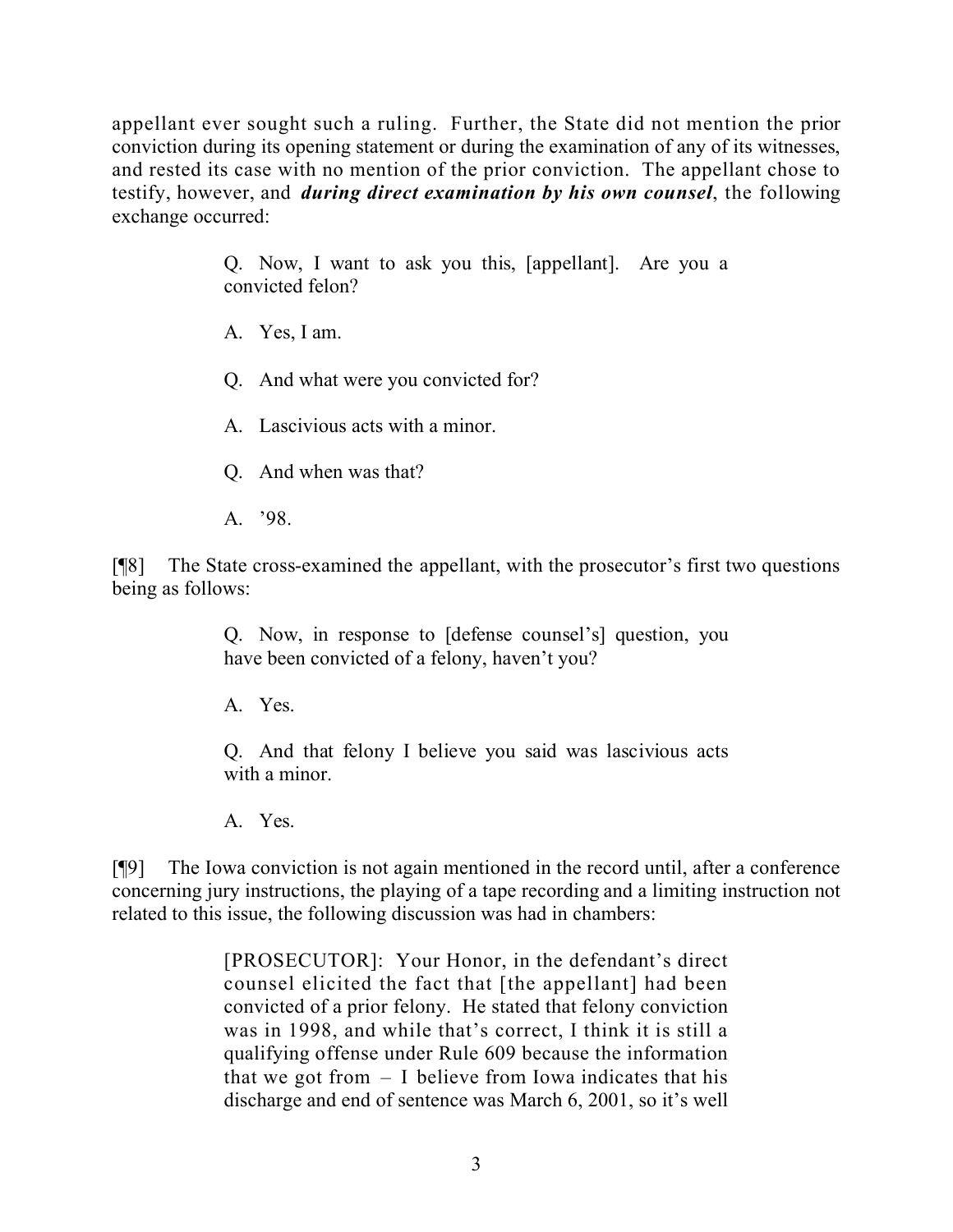appellant ever sought such a ruling. Further, the State did not mention the prior conviction during its opening statement or during the examination of any of its witnesses, and rested its case with no mention of the prior conviction. The appellant chose to testify, however, and ***during direct examination by his own counsel***, the following exchange occurred:

> Q. Now, I want to ask you this, [appellant]. Are you a convicted felon?
>
> A. Yes, I am.
>
> Q. And what were you convicted for?
>
> A. Lascivious acts with a minor.
>
> Q. And when was that?
>
> A. '98.

[¶8] The State cross-examined the appellant, with the prosecutor's first two questions being as follows:

> Q. Now, in response to [defense counsel's] question, you have been convicted of a felony, haven't you?
>
> A. Yes.
>
> Q. And that felony I believe you said was lascivious acts with a minor.
>
> A. Yes.

[¶9] The Iowa conviction is not again mentioned in the record until, after a conference concerning jury instructions, the playing of a tape recording and a limiting instruction not related to this issue, the following discussion was had in chambers:

> [PROSECUTOR]: Your Honor, in the defendant's direct counsel elicited the fact that [the appellant] had been convicted of a prior felony. He stated that felony conviction was in 1998, and while that's correct, I think it is still a qualifying offense under Rule 609 because the information that we got from – I believe from Iowa indicates that his discharge and end of sentence was March 6, 2001, so it's well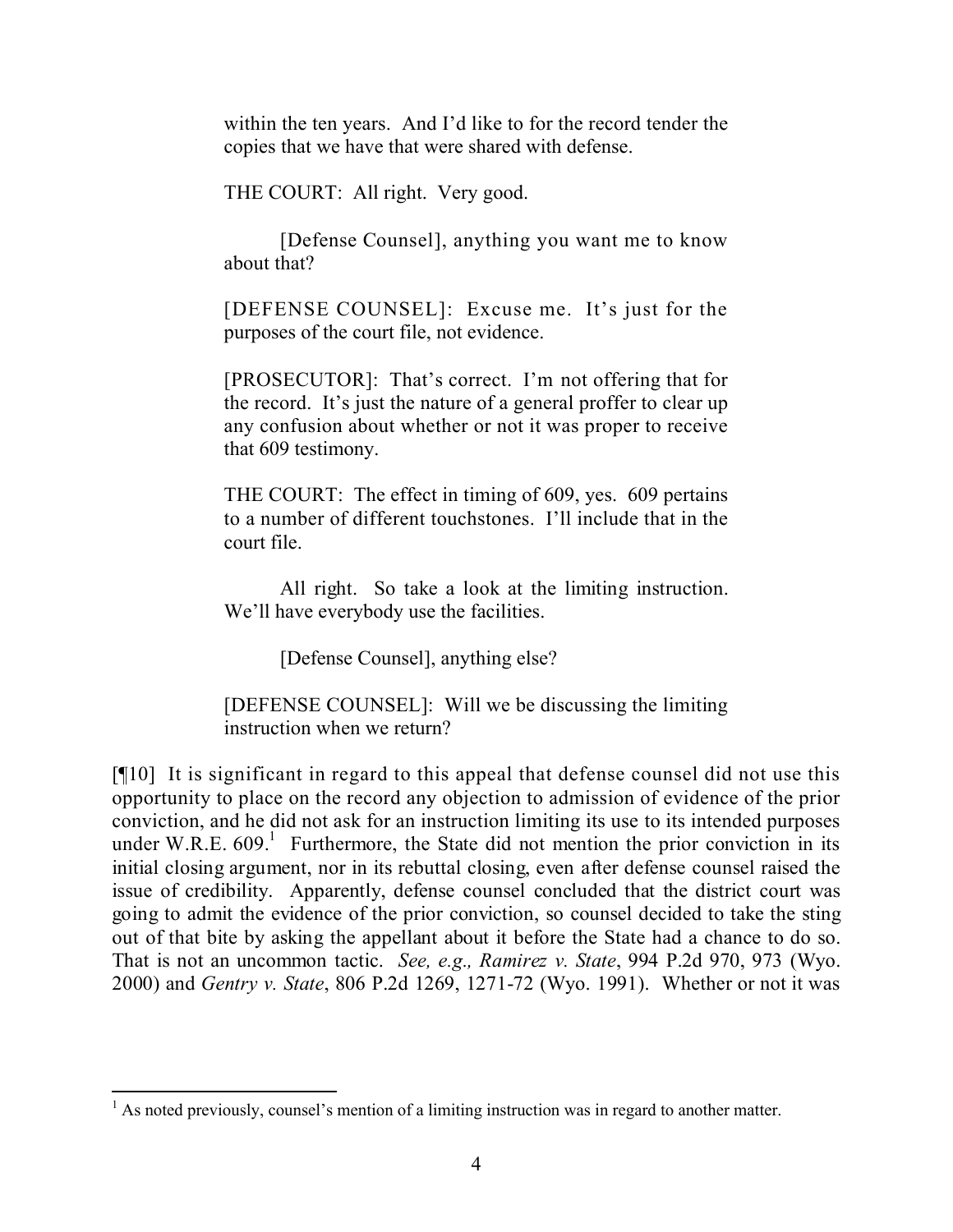> within the ten years. And I'd like to for the record tender the copies that we have that were shared with defense.
>
> THE COURT: All right. Very good.
>
> [Defense Counsel], anything you want me to know about that?
>
> [DEFENSE COUNSEL]: Excuse me. It's just for the purposes of the court file, not evidence.
>
> [PROSECUTOR]: That's correct. I'm not offering that for the record. It's just the nature of a general proffer to clear up any confusion about whether or not it was proper to receive that 609 testimony.
>
> THE COURT: The effect in timing of 609, yes. 609 pertains to a number of different touchstones. I'll include that in the court file.
>
> All right. So take a look at the limiting instruction. We'll have everybody use the facilities.
>
> [Defense Counsel], anything else?
>
> [DEFENSE COUNSEL]: Will we be discussing the limiting instruction when we return?

[¶10] It is significant in regard to this appeal that defense counsel did not use this opportunity to place on the record any objection to admission of evidence of the prior conviction, and he did not ask for an instruction limiting its use to its intended purposes under W.R.E. 609.[1] Furthermore, the State did not mention the prior conviction in its initial closing argument, nor in its rebuttal closing, even after defense counsel raised the issue of credibility. Apparently, defense counsel concluded that the district court was going to admit the evidence of the prior conviction, so counsel decided to take the sting out of that bite by asking the appellant about it before the State had a chance to do so. That is not an uncommon tactic. *See, e.g., Ramirez v. State*, 994 P.2d 970, 973 (Wyo. 2000) and *Gentry v. State*, 806 P.2d 1269, 1271-72 (Wyo. 1991). Whether or not it was

---

[1] As noted previously, counsel's mention of a limiting instruction was in regard to another matter.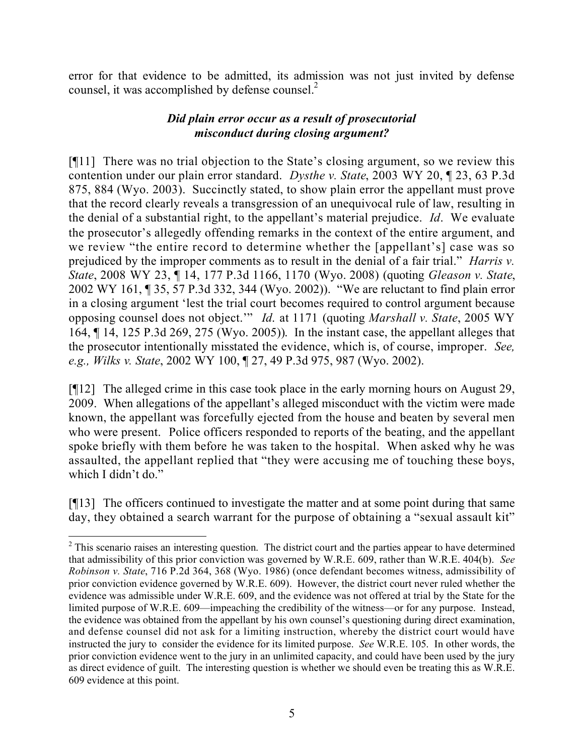error for that evidence to be admitted, its admission was not just invited by defense counsel, it was accomplished by defense counsel.[2]

### *Did plain error occur as a result of prosecutorial misconduct during closing argument?*

[¶11] There was no trial objection to the State's closing argument, so we review this contention under our plain error standard. *Dysthe v. State*, 2003 WY 20, ¶ 23, 63 P.3d 875, 884 (Wyo. 2003). Succinctly stated, to show plain error the appellant must prove that the record clearly reveals a transgression of an unequivocal rule of law, resulting in the denial of a substantial right, to the appellant's material prejudice. *Id*. We evaluate the prosecutor's allegedly offending remarks in the context of the entire argument, and we review "the entire record to determine whether the [appellant's] case was so prejudiced by the improper comments as to result in the denial of a fair trial." *Harris v. State*, 2008 WY 23, ¶ 14, 177 P.3d 1166, 1170 (Wyo. 2008) (quoting *Gleason v. State*, 2002 WY 161, ¶ 35, 57 P.3d 332, 344 (Wyo. 2002)). "We are reluctant to find plain error in a closing argument 'lest the trial court becomes required to control argument because opposing counsel does not object.'" *Id.* at 1171 (quoting *Marshall v. State*, 2005 WY 164, ¶ 14, 125 P.3d 269, 275 (Wyo. 2005)). In the instant case, the appellant alleges that the prosecutor intentionally misstated the evidence, which is, of course, improper. *See, e.g., Wilks v. State*, 2002 WY 100, ¶ 27, 49 P.3d 975, 987 (Wyo. 2002).

[¶12] The alleged crime in this case took place in the early morning hours on August 29, 2009. When allegations of the appellant's alleged misconduct with the victim were made known, the appellant was forcefully ejected from the house and beaten by several men who were present. Police officers responded to reports of the beating, and the appellant spoke briefly with them before he was taken to the hospital. When asked why he was assaulted, the appellant replied that "they were accusing me of touching these boys, which I didn't do."

[¶13] The officers continued to investigate the matter and at some point during that same day, they obtained a search warrant for the purpose of obtaining a "sexual assault kit"

---

[2] This scenario raises an interesting question. The district court and the parties appear to have determined that admissibility of this prior conviction was governed by W.R.E. 609, rather than W.R.E. 404(b). *See Robinson v. State*, 716 P.2d 364, 368 (Wyo. 1986) (once defendant becomes witness, admissibility of prior conviction evidence governed by W.R.E. 609). However, the district court never ruled whether the evidence was admissible under W.R.E. 609, and the evidence was not offered at trial by the State for the limited purpose of W.R.E. 609—impeaching the credibility of the witness—or for any purpose. Instead, the evidence was obtained from the appellant by his own counsel's questioning during direct examination, and defense counsel did not ask for a limiting instruction, whereby the district court would have instructed the jury to consider the evidence for its limited purpose. *See* W.R.E. 105. In other words, the prior conviction evidence went to the jury in an unlimited capacity, and could have been used by the jury as direct evidence of guilt. The interesting question is whether we should even be treating this as W.R.E. 609 evidence at this point.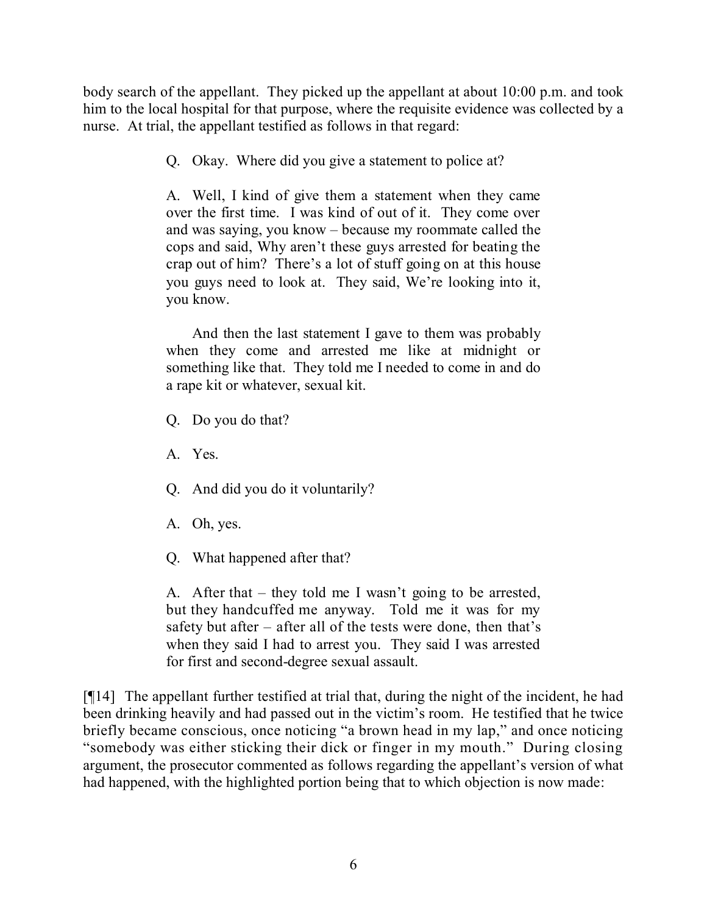body search of the appellant. They picked up the appellant at about 10:00 p.m. and took him to the local hospital for that purpose, where the requisite evidence was collected by a nurse. At trial, the appellant testified as follows in that regard:

> Q. Okay. Where did you give a statement to police at?
>
> A. Well, I kind of give them a statement when they came over the first time. I was kind of out of it. They come over and was saying, you know – because my roommate called the cops and said, Why aren't these guys arrested for beating the crap out of him? There's a lot of stuff going on at this house you guys need to look at. They said, We're looking into it, you know.
>
> And then the last statement I gave to them was probably when they come and arrested me like at midnight or something like that. They told me I needed to come in and do a rape kit or whatever, sexual kit.
>
> Q. Do you do that?
>
> A. Yes.
>
> Q. And did you do it voluntarily?
>
> A. Oh, yes.
>
> Q. What happened after that?
>
> A. After that – they told me I wasn't going to be arrested, but they handcuffed me anyway. Told me it was for my safety but after – after all of the tests were done, then that's when they said I had to arrest you. They said I was arrested for first and second-degree sexual assault.

[¶14] The appellant further testified at trial that, during the night of the incident, he had been drinking heavily and had passed out in the victim's room. He testified that he twice briefly became conscious, once noticing "a brown head in my lap," and once noticing "somebody was either sticking their dick or finger in my mouth." During closing argument, the prosecutor commented as follows regarding the appellant's version of what had happened, with the highlighted portion being that to which objection is now made: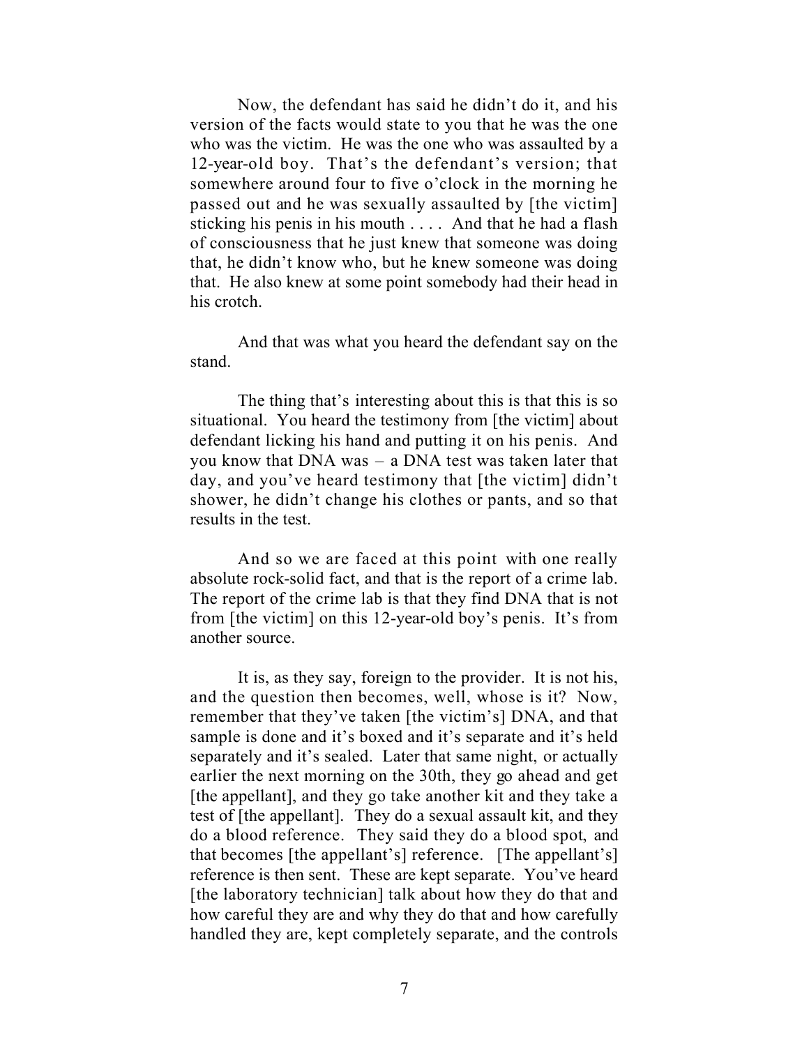Now, the defendant has said he didn't do it, and his version of the facts would state to you that he was the one who was the victim. He was the one who was assaulted by a 12-year-old boy. That's the defendant's version; that somewhere around four to five o'clock in the morning he passed out and he was sexually assaulted by [the victim] sticking his penis in his mouth . . . . And that he had a flash of consciousness that he just knew that someone was doing that, he didn't know who, but he knew someone was doing that. He also knew at some point somebody had their head in his crotch.

And that was what you heard the defendant say on the stand.

The thing that's interesting about this is that this is so situational. You heard the testimony from [the victim] about defendant licking his hand and putting it on his penis. And you know that DNA was – a DNA test was taken later that day, and you've heard testimony that [the victim] didn't shower, he didn't change his clothes or pants, and so that results in the test.

And so we are faced at this point with one really absolute rock-solid fact, and that is the report of a crime lab. The report of the crime lab is that they find DNA that is not from [the victim] on this 12-year-old boy's penis. It's from another source.

It is, as they say, foreign to the provider. It is not his, and the question then becomes, well, whose is it? Now, remember that they've taken [the victim's] DNA, and that sample is done and it's boxed and it's separate and it's held separately and it's sealed. Later that same night, or actually earlier the next morning on the 30th, they go ahead and get [the appellant], and they go take another kit and they take a test of [the appellant]. They do a sexual assault kit, and they do a blood reference. They said they do a blood spot, and that becomes [the appellant's] reference. [The appellant's] reference is then sent. These are kept separate. You've heard [the laboratory technician] talk about how they do that and how careful they are and why they do that and how carefully handled they are, kept completely separate, and the controls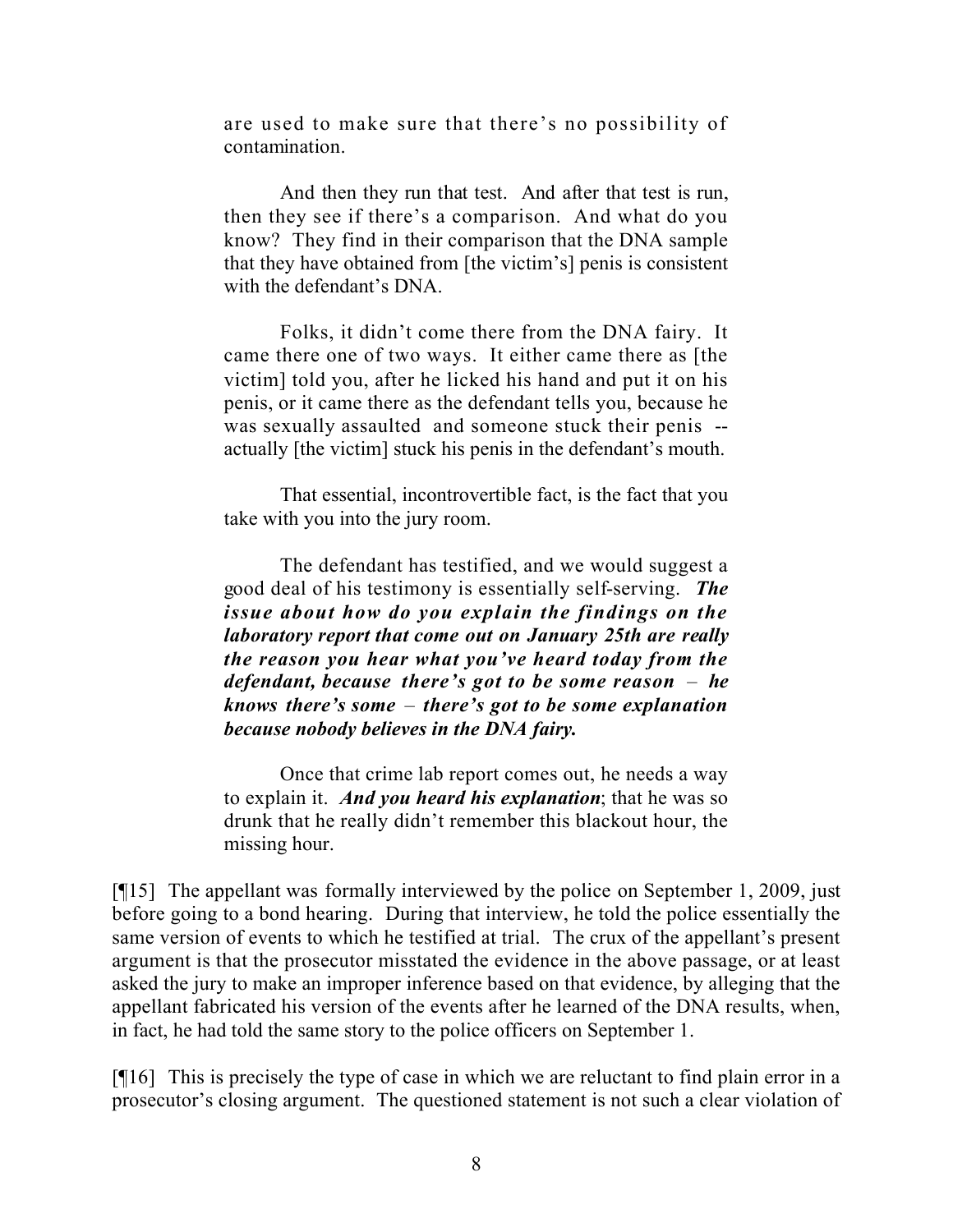are used to make sure that there's no possibility of contamination.

> And then they run that test. And after that test is run, then they see if there's a comparison. And what do you know? They find in their comparison that the DNA sample that they have obtained from [the victim's] penis is consistent with the defendant's DNA.
>
> Folks, it didn't come there from the DNA fairy. It came there one of two ways. It either came there as [the victim] told you, after he licked his hand and put it on his penis, or it came there as the defendant tells you, because he was sexually assaulted and someone stuck their penis -- actually [the victim] stuck his penis in the defendant's mouth.
>
> That essential, incontrovertible fact, is the fact that you take with you into the jury room.
>
> The defendant has testified, and we would suggest a good deal of his testimony is essentially self-serving. ***The issue about how do you explain the findings on the laboratory report that come out on January 25th are really the reason you hear what you've heard today from the defendant, because there's got to be some reason – he knows there's some – there's got to be some explanation because nobody believes in the DNA fairy.***
>
> Once that crime lab report comes out, he needs a way to explain it. ***And you heard his explanation***; that he was so drunk that he really didn't remember this blackout hour, the missing hour.

[¶15] The appellant was formally interviewed by the police on September 1, 2009, just before going to a bond hearing. During that interview, he told the police essentially the same version of events to which he testified at trial. The crux of the appellant's present argument is that the prosecutor misstated the evidence in the above passage, or at least asked the jury to make an improper inference based on that evidence, by alleging that the appellant fabricated his version of the events after he learned of the DNA results, when, in fact, he had told the same story to the police officers on September 1.

[¶16] This is precisely the type of case in which we are reluctant to find plain error in a prosecutor's closing argument. The questioned statement is not such a clear violation of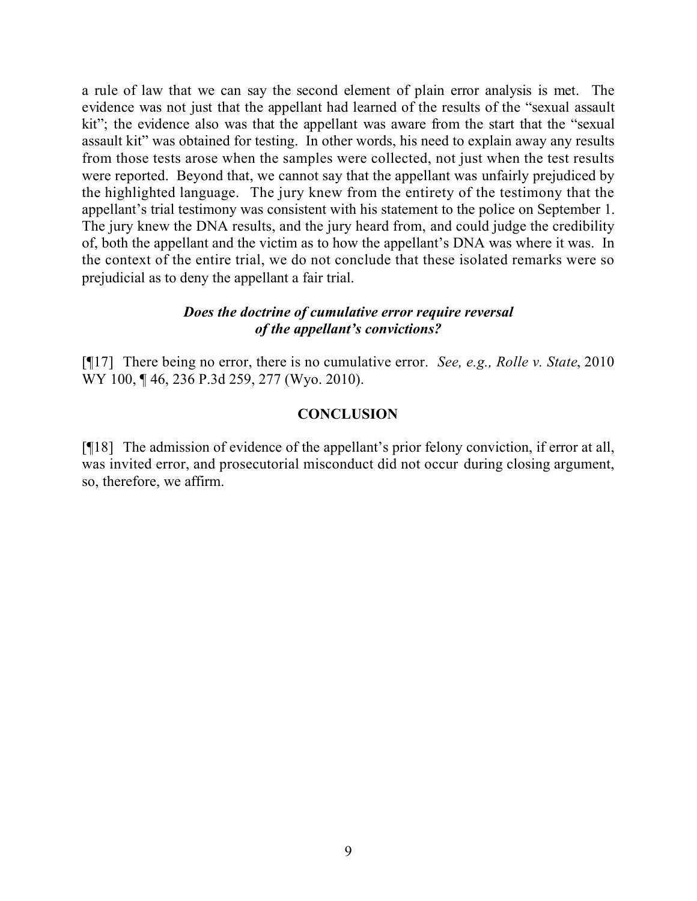a rule of law that we can say the second element of plain error analysis is met. The evidence was not just that the appellant had learned of the results of the "sexual assault kit"; the evidence also was that the appellant was aware from the start that the "sexual assault kit" was obtained for testing. In other words, his need to explain away any results from those tests arose when the samples were collected, not just when the test results were reported. Beyond that, we cannot say that the appellant was unfairly prejudiced by the highlighted language. The jury knew from the entirety of the testimony that the appellant's trial testimony was consistent with his statement to the police on September 1. The jury knew the DNA results, and the jury heard from, and could judge the credibility of, both the appellant and the victim as to how the appellant's DNA was where it was. In the context of the entire trial, we do not conclude that these isolated remarks were so prejudicial as to deny the appellant a fair trial.

### *Does the doctrine of cumulative error require reversal of the appellant's convictions?*

[¶17] There being no error, there is no cumulative error. *See, e.g., Rolle v. State*, 2010 WY 100, ¶ 46, 236 P.3d 259, 277 (Wyo. 2010).

## CONCLUSION

[¶18] The admission of evidence of the appellant's prior felony conviction, if error at all, was invited error, and prosecutorial misconduct did not occur during closing argument, so, therefore, we affirm.